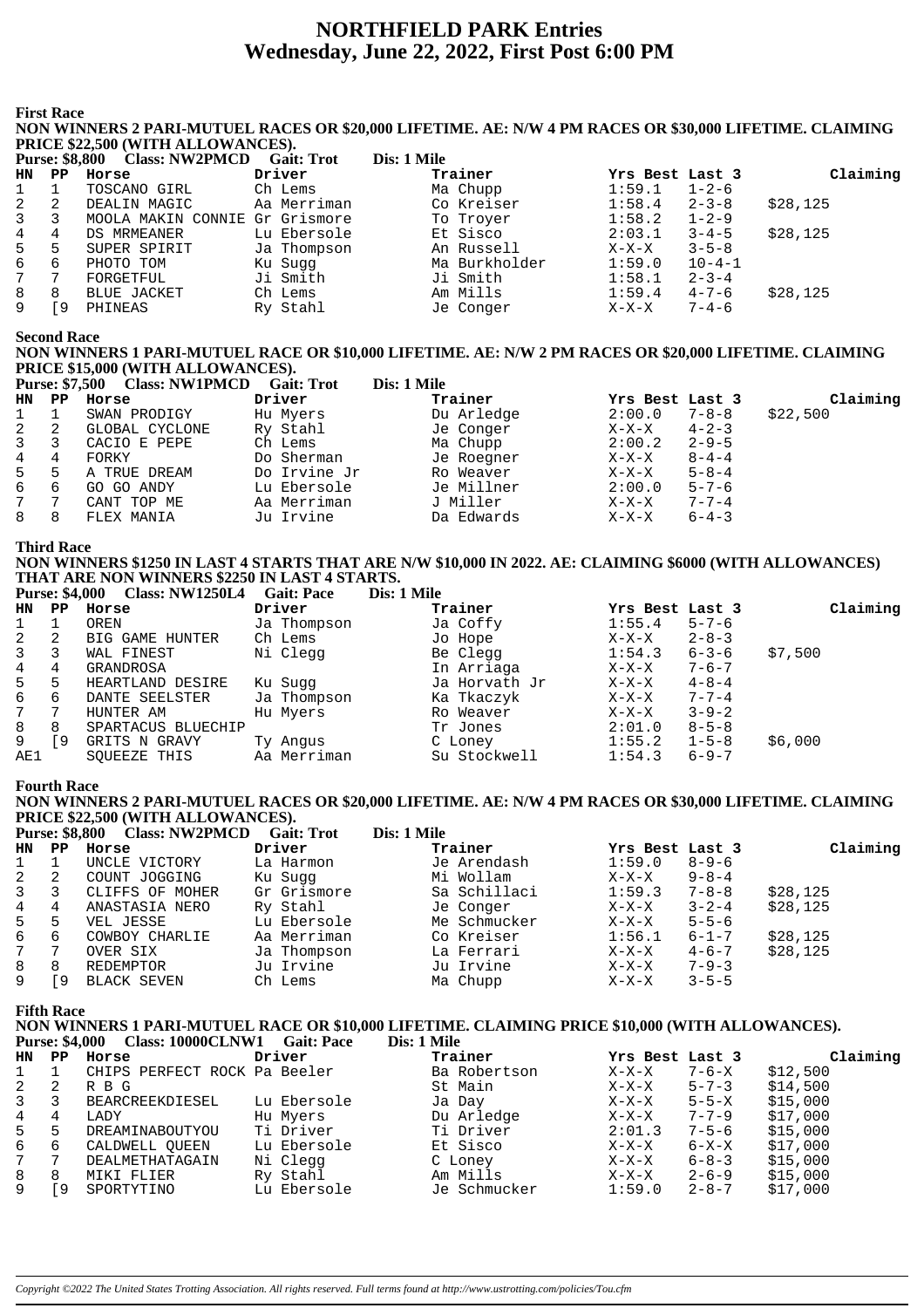# NORTHFIELD PARK Entries
## Wednesday, June 22, 2022, First Post 6:00 PM

### First Race

**NON WINNERS 2 PARI-MUTUEL RACES OR $20,000 LIFETIME. AE: N/W 4 PM RACES OR $30,000 LIFETIME. CLAIMING PRICE $22,500 (WITH ALLOWANCES).**

**Purse: $8,800 Class: NW2PMCD Gait: Trot Dis: 1 Mile**

| HN | PP | Horse | Driver | Trainer | Yrs Best | Last 3 | Claiming |
|---|---|---|---|---|---|---|---|
| 1 | 1 | TOSCANO GIRL | Ch Lems | Ma Chupp | 1:59.1 | 1-2-6 | |
| 2 | 2 | DEALIN MAGIC | Aa Merriman | Co Kreiser | 1:58.4 | 2-3-8 | $28,125 |
| 3 | 3 | MOOLA MAKIN CONNIE | Gr Grismore | To Troyer | 1:58.2 | 1-2-9 | |
| 4 | 4 | DS MRMEANER | Lu Ebersole | Et Sisco | 2:03.1 | 3-4-5 | $28,125 |
| 5 | 5 | SUPER SPIRIT | Ja Thompson | An Russell | X-X-X | 3-5-8 | |
| 6 | 6 | PHOTO TOM | Ku Sugg | Ma Burkholder | 1:59.0 | 10-4-1 | |
| 7 | 7 | FORGETFUL | Ji Smith | Ji Smith | 1:58.1 | 2-3-4 | |
| 8 | 8 | BLUE JACKET | Ch Lems | Am Mills | 1:59.4 | 4-7-6 | $28,125 |
| 9 | [9 | PHINEAS | Ry Stahl | Je Conger | X-X-X | 7-4-6 | |

### Second Race

**NON WINNERS 1 PARI-MUTUEL RACE OR $10,000 LIFETIME. AE: N/W 2 PM RACES OR $20,000 LIFETIME. CLAIMING PRICE $15,000 (WITH ALLOWANCES).**

**Purse: $7,500 Class: NW1PMCD Gait: Trot Dis: 1 Mile**

| HN | PP | Horse | Driver | Trainer | Yrs Best | Last 3 | Claiming |
|---|---|---|---|---|---|---|---|
| 1 | 1 | SWAN PRODIGY | Hu Myers | Du Arledge | 2:00.0 | 7-8-8 | $22,500 |
| 2 | 2 | GLOBAL CYCLONE | Ry Stahl | Je Conger | X-X-X | 4-2-3 | |
| 3 | 3 | CACIO E PEPE | Ch Lems | Ma Chupp | 2:00.2 | 2-9-5 | |
| 4 | 4 | FORKY | Do Sherman | Je Roegner | X-X-X | 8-4-4 | |
| 5 | 5 | A TRUE DREAM | Do Irvine Jr | Ro Weaver | X-X-X | 5-8-4 | |
| 6 | 6 | GO GO ANDY | Lu Ebersole | Je Millner | 2:00.0 | 5-7-6 | |
| 7 | 7 | CANT TOP ME | Aa Merriman | J Miller | X-X-X | 7-7-4 | |
| 8 | 8 | FLEX MANIA | Ju Irvine | Da Edwards | X-X-X | 6-4-3 | |

### Third Race

**NON WINNERS $1250 IN LAST 4 STARTS THAT ARE N/W $10,000 IN 2022. AE: CLAIMING $6000 (WITH ALLOWANCES) THAT ARE NON WINNERS $2250 IN LAST 4 STARTS.**

**Purse: $4,000 Class: NW1250L4 Gait: Pace Dis: 1 Mile**

| HN | PP | Horse | Driver | Trainer | Yrs Best | Last 3 | Claiming |
|---|---|---|---|---|---|---|---|
| 1 | 1 | OREN | Ja Thompson | Ja Coffy | 1:55.4 | 5-7-6 | |
| 2 | 2 | BIG GAME HUNTER | Ch Lems | Jo Hope | X-X-X | 2-8-3 | |
| 3 | 3 | WAL FINEST | Ni Clegg | Be Clegg | 1:54.3 | 6-3-6 | $7,500 |
| 4 | 4 | GRANDROSA | | In Arriaga | X-X-X | 7-6-7 | |
| 5 | 5 | HEARTLAND DESIRE | Ku Sugg | Ja Horvath Jr | X-X-X | 4-8-4 | |
| 6 | 6 | DANTE SEELSTER | Ja Thompson | Ka Tkaczyk | X-X-X | 7-7-4 | |
| 7 | 7 | HUNTER AM | Hu Myers | Ro Weaver | X-X-X | 3-9-2 | |
| 8 | 8 | SPARTACUS BLUECHIP | | Tr Jones | 2:01.0 | 8-5-8 | |
| 9 | [9 | GRITS N GRAVY | Ty Angus | C Loney | 1:55.2 | 1-5-8 | $6,000 |
| AE1 | | SQUEEZE THIS | Aa Merriman | Su Stockwell | 1:54.3 | 6-9-7 | |

### Fourth Race

**NON WINNERS 2 PARI-MUTUEL RACES OR $20,000 LIFETIME. AE: N/W 4 PM RACES OR $30,000 LIFETIME. CLAIMING PRICE $22,500 (WITH ALLOWANCES).**

**Purse: $8,800 Class: NW2PMCD Gait: Trot Dis: 1 Mile**

| HN | PP | Horse | Driver | Trainer | Yrs Best | Last 3 | Claiming |
|---|---|---|---|---|---|---|---|
| 1 | 1 | UNCLE VICTORY | La Harmon | Je Arendash | 1:59.0 | 8-9-6 | |
| 2 | 2 | COUNT JOGGING | Ku Sugg | Mi Wollam | X-X-X | 9-8-4 | |
| 3 | 3 | CLIFFS OF MOHER | Gr Grismore | Sa Schillaci | 1:59.3 | 7-8-8 | $28,125 |
| 4 | 4 | ANASTASIA NERO | Ry Stahl | Je Conger | X-X-X | 3-2-4 | $28,125 |
| 5 | 5 | VEL JESSE | Lu Ebersole | Me Schmucker | X-X-X | 5-5-6 | |
| 6 | 6 | COWBOY CHARLIE | Aa Merriman | Co Kreiser | 1:56.1 | 6-1-7 | $28,125 |
| 7 | 7 | OVER SIX | Ja Thompson | La Ferrari | X-X-X | 4-6-7 | $28,125 |
| 8 | 8 | REDEMPTOR | Ju Irvine | Ju Irvine | X-X-X | 7-9-3 | |
| 9 | [9 | BLACK SEVEN | Ch Lems | Ma Chupp | X-X-X | 3-5-5 | |

### Fifth Race

**NON WINNERS 1 PARI-MUTUEL RACE OR $10,000 LIFETIME. CLAIMING PRICE $10,000 (WITH ALLOWANCES).**

**Purse: $4,000 Class: 10000CLNW1 Gait: Pace Dis: 1 Mile**

| HN | PP | Horse | Driver | Trainer | Yrs Best | Last 3 | Claiming |
|---|---|---|---|---|---|---|---|
| 1 | 1 | CHIPS PERFECT ROCK | Pa Beeler | Ba Robertson | X-X-X | 7-6-X | $12,500 |
| 2 | 2 | R B G | | St Main | X-X-X | 5-7-3 | $14,500 |
| 3 | 3 | BEARCREEKDIESEL | Lu Ebersole | Ja Day | X-X-X | 5-5-X | $15,000 |
| 4 | 4 | LADY | Hu Myers | Du Arledge | X-X-X | 7-7-9 | $17,000 |
| 5 | 5 | DREAMINABOUTYOU | Ti Driver | Ti Driver | 2:01.3 | 7-5-6 | $15,000 |
| 6 | 6 | CALDWELL QUEEN | Lu Ebersole | Et Sisco | X-X-X | 6-X-X | $17,000 |
| 7 | 7 | DEALMETHATAGAIN | Ni Clegg | C Loney | X-X-X | 6-8-3 | $15,000 |
| 8 | 8 | MIKI FLIER | Ry Stahl | Am Mills | X-X-X | 2-6-9 | $15,000 |
| 9 | [9 | SPORTYTINO | Lu Ebersole | Je Schmucker | 1:59.0 | 2-8-7 | $17,000 |

*Copyright ©2022 The United States Trotting Association. All rights reserved. Full terms found at http://www.ustrotting.com/policies/Tou.cfm*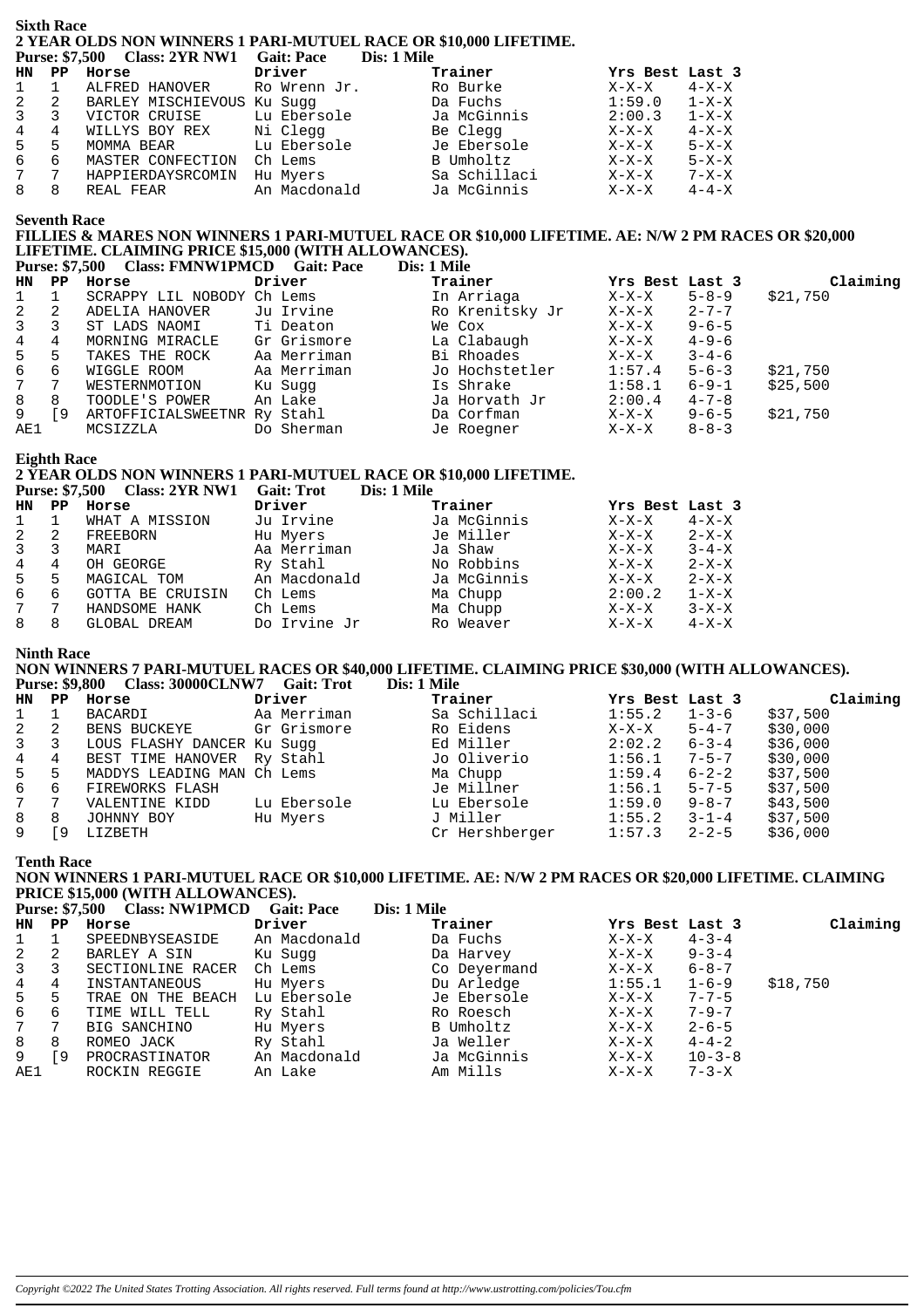## Sixth Race

**2 YEAR OLDS NON WINNERS 1 PARI-MUTUEL RACE OR $10,000 LIFETIME.**

**Purse: $7,500 Class: 2YR NW1 Gait: Pace Dis: 1 Mile**

| HN | PP | Horse | Driver | Trainer | Yrs Best | Last 3 |
|---|---|---|---|---|---|---|
| 1 | 1 | ALFRED HANOVER | Ro Wrenn Jr. | Ro Burke | X-X-X | 4-X-X |
| 2 | 2 | BARLEY MISCHIEVOUS | Ku Sugg | Da Fuchs | 1:59.0 | 1-X-X |
| 3 | 3 | VICTOR CRUISE | Lu Ebersole | Ja McGinnis | 2:00.3 | 1-X-X |
| 4 | 4 | WILLYS BOY REX | Ni Clegg | Be Clegg | X-X-X | 4-X-X |
| 5 | 5 | MOMMA BEAR | Lu Ebersole | Je Ebersole | X-X-X | 5-X-X |
| 6 | 6 | MASTER CONFECTION | Ch Lems | B Umholtz | X-X-X | 5-X-X |
| 7 | 7 | HAPPIERDAYSRCOMIN | Hu Myers | Sa Schillaci | X-X-X | 7-X-X |
| 8 | 8 | REAL FEAR | An Macdonald | Ja McGinnis | X-X-X | 4-4-X |

## Seventh Race

**FILLIES & MARES NON WINNERS 1 PARI-MUTUEL RACE OR $10,000 LIFETIME. AE: N/W 2 PM RACES OR $20,000 LIFETIME. CLAIMING PRICE $15,000 (WITH ALLOWANCES).**

**Purse: $7,500 Class: FMNW1PMCD Gait: Pace Dis: 1 Mile**

| HN | PP | Horse | Driver | Trainer | Yrs Best | Last 3 | Claiming |
|---|---|---|---|---|---|---|---|
| 1 | 1 | SCRAPPY LIL NOBODY | Ch Lems | In Arriaga | X-X-X | 5-8-9 | $21,750 |
| 2 | 2 | ADELIA HANOVER | Ju Irvine | Ro Krenitsky Jr | X-X-X | 2-7-7 | |
| 3 | 3 | ST LADS NAOMI | Ti Deaton | We Cox | X-X-X | 9-6-5 | |
| 4 | 4 | MORNING MIRACLE | Gr Grismore | La Clabaugh | X-X-X | 4-9-6 | |
| 5 | 5 | TAKES THE ROCK | Aa Merriman | Bi Rhoades | X-X-X | 3-4-6 | |
| 6 | 6 | WIGGLE ROOM | Aa Merriman | Jo Hochstetler | 1:57.4 | 5-6-3 | $21,750 |
| 7 | 7 | WESTERNMOTION | Ku Sugg | Is Shrake | 1:58.1 | 6-9-1 | $25,500 |
| 8 | 8 | TOODLE'S POWER | An Lake | Ja Horvath Jr | 2:00.4 | 4-7-8 | |
| 9 | [9 | ARTOFFICIALSWEETNR | Ry Stahl | Da Corfman | X-X-X | 9-6-5 | $21,750 |
| AE1 | | MCSIZZLA | Do Sherman | Je Roegner | X-X-X | 8-8-3 | |

## Eighth Race

**2 YEAR OLDS NON WINNERS 1 PARI-MUTUEL RACE OR $10,000 LIFETIME.**

**Purse: $7,500 Class: 2YR NW1 Gait: Trot Dis: 1 Mile**

| HN | PP | Horse | Driver | Trainer | Yrs Best | Last 3 |
|---|---|---|---|---|---|---|
| 1 | 1 | WHAT A MISSION | Ju Irvine | Ja McGinnis | X-X-X | 4-X-X |
| 2 | 2 | FREEBORN | Hu Myers | Je Miller | X-X-X | 2-X-X |
| 3 | 3 | MARI | Aa Merriman | Ja Shaw | X-X-X | 3-4-X |
| 4 | 4 | OH GEORGE | Ry Stahl | No Robbins | X-X-X | 2-X-X |
| 5 | 5 | MAGICAL TOM | An Macdonald | Ja McGinnis | X-X-X | 2-X-X |
| 6 | 6 | GOTTA BE CRUISIN | Ch Lems | Ma Chupp | 2:00.2 | 1-X-X |
| 7 | 7 | HANDSOME HANK | Ch Lems | Ma Chupp | X-X-X | 3-X-X |
| 8 | 8 | GLOBAL DREAM | Do Irvine Jr | Ro Weaver | X-X-X | 4-X-X |

## Ninth Race

**NON WINNERS 7 PARI-MUTUEL RACES OR $40,000 LIFETIME. CLAIMING PRICE $30,000 (WITH ALLOWANCES).**

**Purse: $9,800 Class: 30000CLNW7 Gait: Trot Dis: 1 Mile**

| HN | PP | Horse | Driver | Trainer | Yrs Best | Last 3 | Claiming |
|---|---|---|---|---|---|---|---|
| 1 | 1 | BACARDI | Aa Merriman | Sa Schillaci | 1:55.2 | 1-3-6 | $37,500 |
| 2 | 2 | BENS BUCKEYE | Gr Grismore | Ro Eidens | X-X-X | 5-4-7 | $30,000 |
| 3 | 3 | LOUS FLASHY DANCER | Ku Sugg | Ed Miller | 2:02.2 | 6-3-4 | $36,000 |
| 4 | 4 | BEST TIME HANOVER | Ry Stahl | Jo Oliverio | 1:56.1 | 7-5-7 | $30,000 |
| 5 | 5 | MADDYS LEADING MAN | Ch Lems | Ma Chupp | 1:59.4 | 6-2-2 | $37,500 |
| 6 | 6 | FIREWORKS FLASH | | Je Millner | 1:56.1 | 5-7-5 | $37,500 |
| 7 | 7 | VALENTINE KIDD | Lu Ebersole | Lu Ebersole | 1:59.0 | 9-8-7 | $43,500 |
| 8 | 8 | JOHNNY BOY | Hu Myers | J Miller | 1:55.2 | 3-1-4 | $37,500 |
| 9 | [9 | LIZBETH | | Cr Hershberger | 1:57.3 | 2-2-5 | $36,000 |

## Tenth Race

**NON WINNERS 1 PARI-MUTUEL RACE OR $10,000 LIFETIME. AE: N/W 2 PM RACES OR $20,000 LIFETIME. CLAIMING PRICE $15,000 (WITH ALLOWANCES).**

**Purse: $7,500 Class: NW1PMCD Gait: Pace Dis: 1 Mile**

| HN | PP | Horse | Driver | Trainer | Yrs Best | Last 3 | Claiming |
|---|---|---|---|---|---|---|---|
| 1 | 1 | SPEEDNBYSEASIDE | An Macdonald | Da Fuchs | X-X-X | 4-3-4 | |
| 2 | 2 | BARLEY A SIN | Ku Sugg | Da Harvey | X-X-X | 9-3-4 | |
| 3 | 3 | SECTIONLINE RACER | Ch Lems | Co Deyermand | X-X-X | 6-8-7 | |
| 4 | 4 | INSTANTANEOUS | Hu Myers | Du Arledge | 1:55.1 | 1-6-9 | $18,750 |
| 5 | 5 | TRAE ON THE BEACH | Lu Ebersole | Je Ebersole | X-X-X | 7-7-5 | |
| 6 | 6 | TIME WILL TELL | Ry Stahl | Ro Roesch | X-X-X | 7-9-7 | |
| 7 | 7 | BIG SANCHINO | Hu Myers | B Umholtz | X-X-X | 2-6-5 | |
| 8 | 8 | ROMEO JACK | Ry Stahl | Ja Weller | X-X-X | 4-4-2 | |
| 9 | [9 | PROCRASTINATOR | An Macdonald | Ja McGinnis | X-X-X | 10-3-8 | |
| AE1 | | ROCKIN REGGIE | An Lake | Am Mills | X-X-X | 7-3-X | |

*Copyright ©2022 The United States Trotting Association. All rights reserved. Full terms found at http://www.ustrotting.com/policies/Tou.cfm*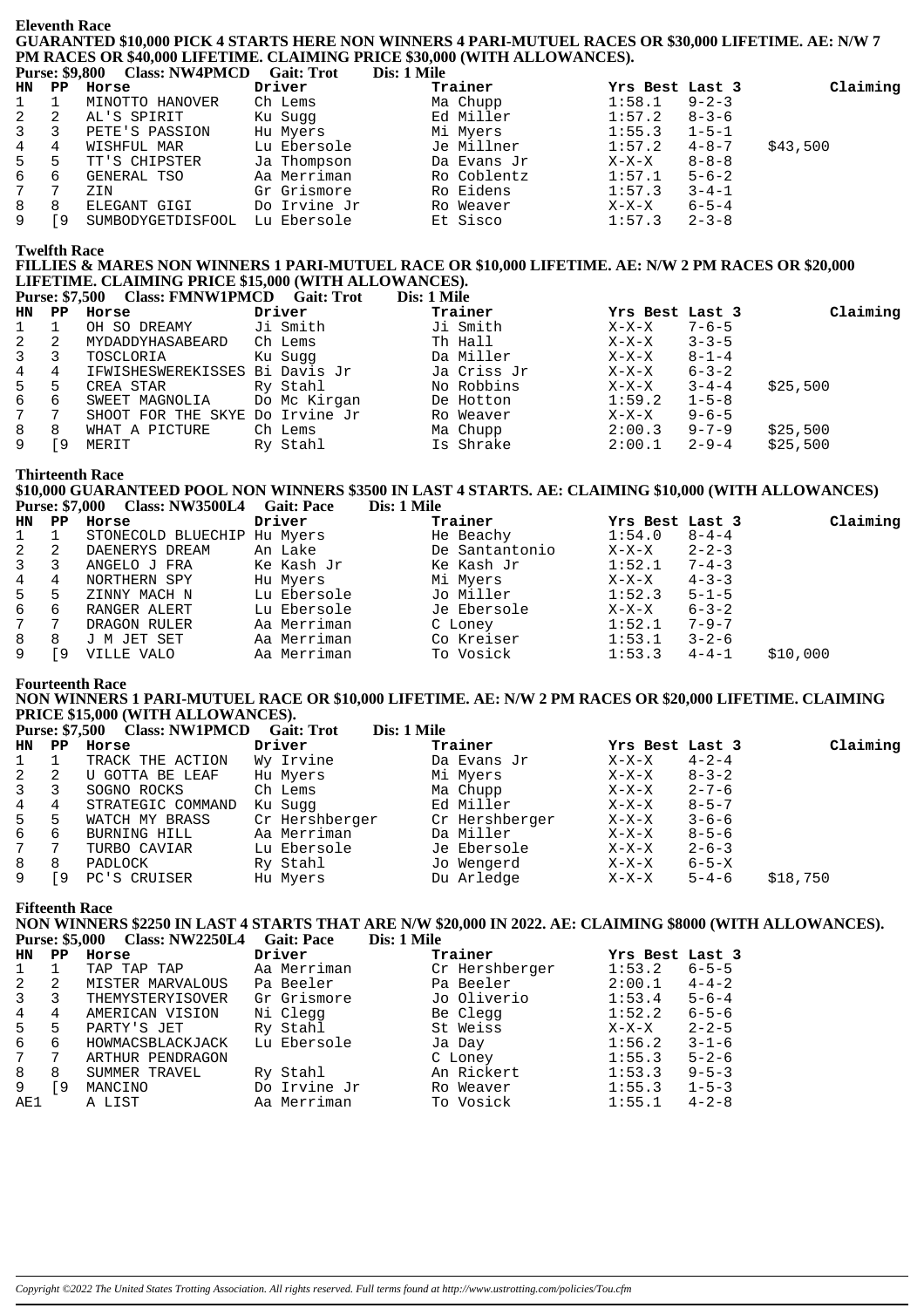## Eleventh Race

**GUARANTEED $10,000 PICK 4 STARTS HERE NON WINNERS 4 PARI-MUTUEL RACES OR $30,000 LIFETIME. AE: N/W 7 PM RACES OR $40,000 LIFETIME. CLAIMING PRICE $30,000 (WITH ALLOWANCES).**

**Purse: $9,800 Class: NW4PMCD Gait: Trot Dis: 1 Mile**

| HN | PP | Horse | Driver | Trainer | Yrs Best | Last 3 | Claiming |
|---|---|---|---|---|---|---|---|
| 1 | 1 | MINOTTO HANOVER | Ch Lems | Ma Chupp | 1:58.1 | 9-2-3 | |
| 2 | 2 | AL'S SPIRIT | Ku Sugg | Ed Miller | 1:57.2 | 8-3-6 | |
| 3 | 3 | PETE'S PASSION | Hu Myers | Mi Myers | 1:55.3 | 1-5-1 | |
| 4 | 4 | WISHFUL MAR | Lu Ebersole | Je Millner | 1:57.2 | 4-8-7 | $43,500 |
| 5 | 5 | TT'S CHIPSTER | Ja Thompson | Da Evans Jr | X-X-X | 8-8-8 | |
| 6 | 6 | GENERAL TSO | Aa Merriman | Ro Coblentz | 1:57.1 | 5-6-2 | |
| 7 | 7 | ZIN | Gr Grismore | Ro Eidens | 1:57.3 | 3-4-1 | |
| 8 | 8 | ELEGANT GIGI | Do Irvine Jr | Ro Weaver | X-X-X | 6-5-4 | |
| 9 | [9 | SUMBODYGETDISFOOL | Lu Ebersole | Et Sisco | 1:57.3 | 2-3-8 | |

## Twelfth Race

**FILLIES & MARES NON WINNERS 1 PARI-MUTUEL RACE OR $10,000 LIFETIME. AE: N/W 2 PM RACES OR $20,000 LIFETIME. CLAIMING PRICE $15,000 (WITH ALLOWANCES).**

**Purse: $7,500 Class: FMNW1PMCD Gait: Trot Dis: 1 Mile**

| HN | PP | Horse | Driver | Trainer | Yrs Best | Last 3 | Claiming |
|---|---|---|---|---|---|---|---|
| 1 | 1 | OH SO DREAMY | Ji Smith | Ji Smith | X-X-X | 7-6-5 | |
| 2 | 2 | MYDADDYHASABEARD | Ch Lems | Th Hall | X-X-X | 3-3-5 | |
| 3 | 3 | TOSCLORIA | Ku Sugg | Da Miller | X-X-X | 8-1-4 | |
| 4 | 4 | IFWISHESWEREKISSES | Bi Davis Jr | Ja Criss Jr | X-X-X | 6-3-2 | |
| 5 | 5 | CREA STAR | Ry Stahl | No Robbins | X-X-X | 3-4-4 | $25,500 |
| 6 | 6 | SWEET MAGNOLIA | Do Mc Kirgan | De Hotton | 1:59.2 | 1-5-8 | |
| 7 | 7 | SHOOT FOR THE SKYE | Do Irvine Jr | Ro Weaver | X-X-X | 9-6-5 | |
| 8 | 8 | WHAT A PICTURE | Ch Lems | Ma Chupp | 2:00.3 | 9-7-9 | $25,500 |
| 9 | [9 | MERIT | Ry Stahl | Is Shrake | 2:00.1 | 2-9-4 | $25,500 |

## Thirteenth Race

**$10,000 GUARANTEED POOL NON WINNERS $3500 IN LAST 4 STARTS. AE: CLAIMING $10,000 (WITH ALLOWANCES)**

**Purse: $7,000 Class: NW3500L4 Gait: Pace Dis: 1 Mile**

| HN | PP | Horse | Driver | Trainer | Yrs Best | Last 3 | Claiming |
|---|---|---|---|---|---|---|---|
| 1 | 1 | STONECOLD BLUECHIP | Hu Myers | He Beachy | 1:54.0 | 8-4-4 | |
| 2 | 2 | DAENERYS DREAM | An Lake | De Santantonio | X-X-X | 2-2-3 | |
| 3 | 3 | ANGELO J FRA | Ke Kash Jr | Ke Kash Jr | 1:52.1 | 7-4-3 | |
| 4 | 4 | NORTHERN SPY | Hu Myers | Mi Myers | X-X-X | 4-3-3 | |
| 5 | 5 | ZINNY MACH N | Lu Ebersole | Jo Miller | 1:52.3 | 5-1-5 | |
| 6 | 6 | RANGER ALERT | Lu Ebersole | Je Ebersole | X-X-X | 6-3-2 | |
| 7 | 7 | DRAGON RULER | Aa Merriman | C Loney | 1:52.1 | 7-9-7 | |
| 8 | 8 | J M JET SET | Aa Merriman | Co Kreiser | 1:53.1 | 3-2-6 | |
| 9 | [9 | VILLE VALO | Aa Merriman | To Vosick | 1:53.3 | 4-4-1 | $10,000 |

## Fourteenth Race

**NON WINNERS 1 PARI-MUTUEL RACE OR $10,000 LIFETIME. AE: N/W 2 PM RACES OR $20,000 LIFETIME. CLAIMING PRICE $15,000 (WITH ALLOWANCES).**

**Purse: $7,500 Class: NW1PMCD Gait: Trot Dis: 1 Mile**

| HN | PP | Horse | Driver | Trainer | Yrs Best | Last 3 | Claiming |
|---|---|---|---|---|---|---|---|
| 1 | 1 | TRACK THE ACTION | Wy Irvine | Da Evans Jr | X-X-X | 4-2-4 | |
| 2 | 2 | U GOTTA BE LEAF | Hu Myers | Mi Myers | X-X-X | 8-3-2 | |
| 3 | 3 | SOGNO ROCKS | Ch Lems | Ma Chupp | X-X-X | 2-7-6 | |
| 4 | 4 | STRATEGIC COMMAND | Ku Sugg | Ed Miller | X-X-X | 8-5-7 | |
| 5 | 5 | WATCH MY BRASS | Cr Hershberger | Cr Hershberger | X-X-X | 3-6-6 | |
| 6 | 6 | BURNING HILL | Aa Merriman | Da Miller | X-X-X | 8-5-6 | |
| 7 | 7 | TURBO CAVIAR | Lu Ebersole | Je Ebersole | X-X-X | 2-6-3 | |
| 8 | 8 | PADLOCK | Ry Stahl | Jo Wengerd | X-X-X | 6-5-X | |
| 9 | [9 | PC'S CRUISER | Hu Myers | Du Arledge | X-X-X | 5-4-6 | $18,750 |

## Fifteenth Race

**NON WINNERS $2250 IN LAST 4 STARTS THAT ARE N/W $20,000 IN 2022. AE: CLAIMING $8000 (WITH ALLOWANCES).**

**Purse: $5,000 Class: NW2250L4 Gait: Pace Dis: 1 Mile**

| HN | PP | Horse | Driver | Trainer | Yrs Best | Last 3 |
|---|---|---|---|---|---|---|
| 1 | 1 | TAP TAP TAP | Aa Merriman | Cr Hershberger | 1:53.2 | 6-5-5 |
| 2 | 2 | MISTER MARVALOUS | Pa Beeler | Pa Beeler | 2:00.1 | 4-4-2 |
| 3 | 3 | THEMYSTERYISOVER | Gr Grismore | Jo Oliverio | 1:53.4 | 5-6-4 |
| 4 | 4 | AMERICAN VISION | Ni Clegg | Be Clegg | 1:52.2 | 6-5-6 |
| 5 | 5 | PARTY'S JET | Ry Stahl | St Weiss | X-X-X | 2-2-5 |
| 6 | 6 | HOWMACSBLACKJACK | Lu Ebersole | Ja Day | 1:56.2 | 3-1-6 |
| 7 | 7 | ARTHUR PENDRAGON | | C Loney | 1:55.3 | 5-2-6 |
| 8 | 8 | SUMMER TRAVEL | Ry Stahl | An Rickert | 1:53.3 | 9-5-3 |
| 9 | [9 | MANCINO | Do Irvine Jr | Ro Weaver | 1:55.3 | 1-5-3 |
| AE1 | | A LIST | Aa Merriman | To Vosick | 1:55.1 | 4-2-8 |

*Copyright ©2022 The United States Trotting Association. All rights reserved. Full terms found at http://www.ustrotting.com/policies/Tou.cfm*